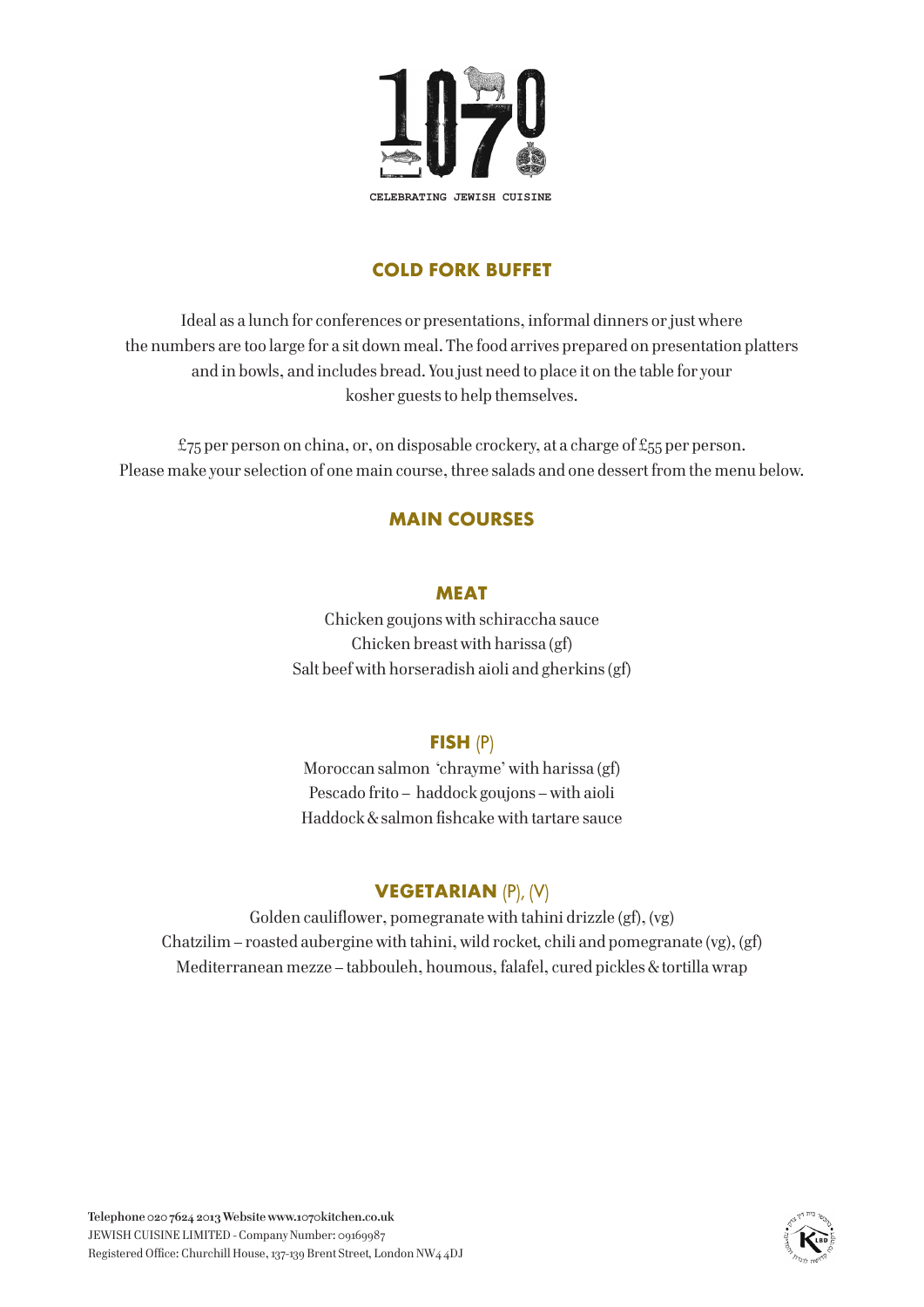# 1070

CELEBRATING JEWISH CUISINE

## COLD FORK BUFFET

Ideal as a lunch for conferences or presentations, informal dinners or just where the numbers are too large for a sit down meal. The food arrives prepared on presentation platters and in bowls, and includes bread. You just need to place it on the table for your kosher guests to help themselves.

£75 per person on china, or, on disposable crockery, at a charge of £55 per person.
Please make your selection of one main course, three salads and one dessert from the menu below.

## MAIN COURSES

### MEAT

Chicken goujons with schiraccha sauce
Chicken breast with harissa (gf)
Salt beef with horseradish aioli and gherkins (gf)

### FISH (P)

Moroccan salmon 'chrayme' with harissa (gf)
Pescado frito – haddock goujons – with aioli
Haddock & salmon fishcake with tartare sauce

### VEGETARIAN (P), (V)

Golden cauliflower, pomegranate with tahini drizzle (gf), (vg)
Chatzilim – roasted aubergine with tahini, wild rocket, chili and pomegranate (vg), (gf)
Mediterranean mezze – tabbouleh, houmous, falafel, cured pickles & tortilla wrap

**Telephone** 020 7624 2013 **Website** www.1070kitchen.co.uk
JEWISH CUISINE LIMITED - Company Number: 09169987
Registered Office: Churchill House, 137-139 Brent Street, London NW4 4DJ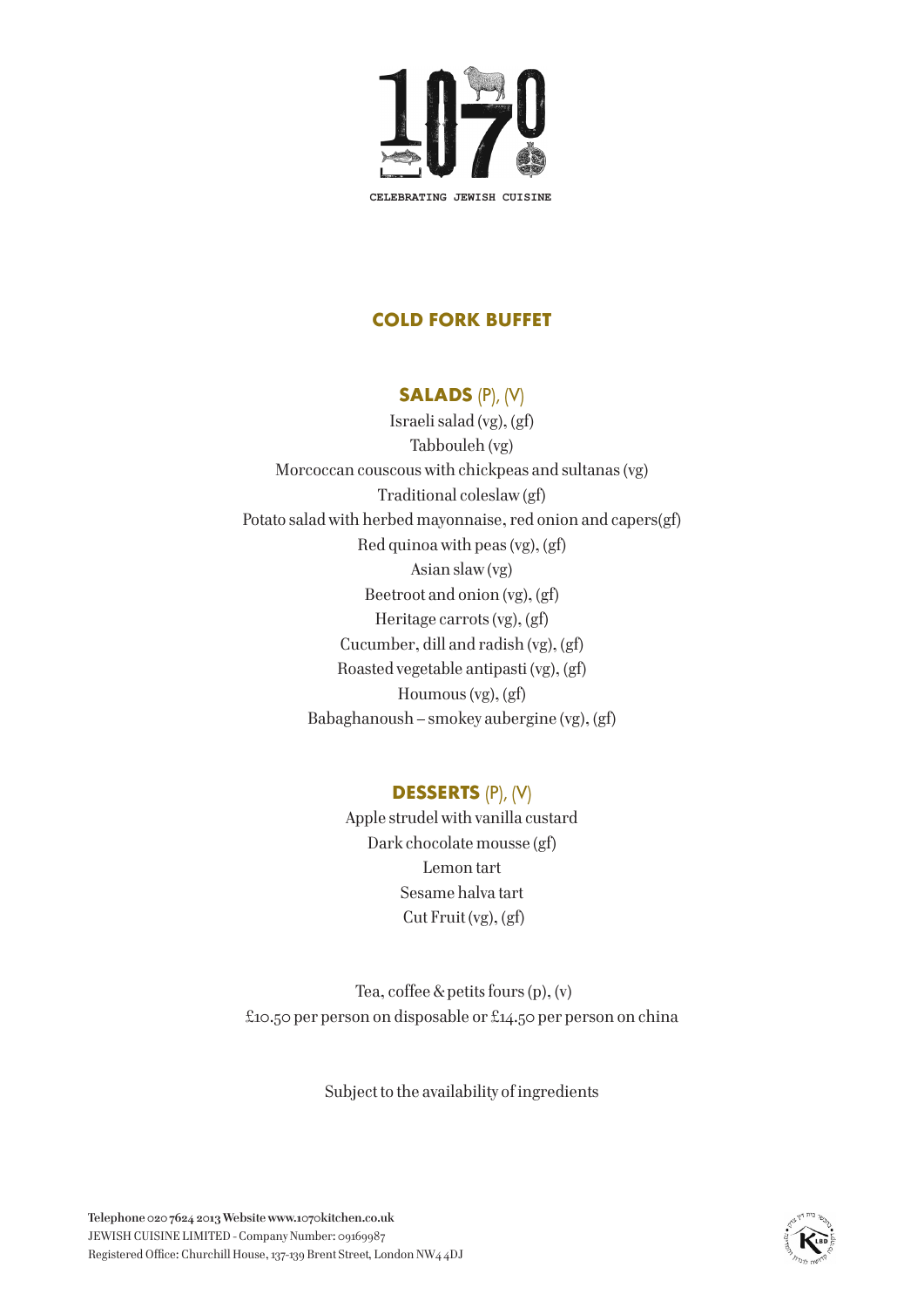# 1070

CELEBRATING JEWISH CUISINE

## COLD FORK BUFFET

### SALADS (P), (V)

Israeli salad (vg), (gf)
Tabbouleh (vg)
Morcoccan couscous with chickpeas and sultanas (vg)
Traditional coleslaw (gf)
Potato salad with herbed mayonnaise, red onion and capers(gf)
Red quinoa with peas (vg), (gf)
Asian slaw (vg)
Beetroot and onion (vg), (gf)
Heritage carrots (vg), (gf)
Cucumber, dill and radish (vg), (gf)
Roasted vegetable antipasti (vg), (gf)
Houmous (vg), (gf)
Babaghanoush – smokey aubergine (vg), (gf)

### DESSERTS (P), (V)

Apple strudel with vanilla custard
Dark chocolate mousse (gf)
Lemon tart
Sesame halva tart
Cut Fruit (vg), (gf)

Tea, coffee & petits fours (p), (v)
£10.50 per person on disposable or £14.50 per person on china

Subject to the availability of ingredients

**Telephone** 020 7624 2013 **Website** www.1070kitchen.co.uk
JEWISH CUISINE LIMITED - Company Number: 09169987
Registered Office: Churchill House, 137-139 Brent Street, London NW4 4DJ